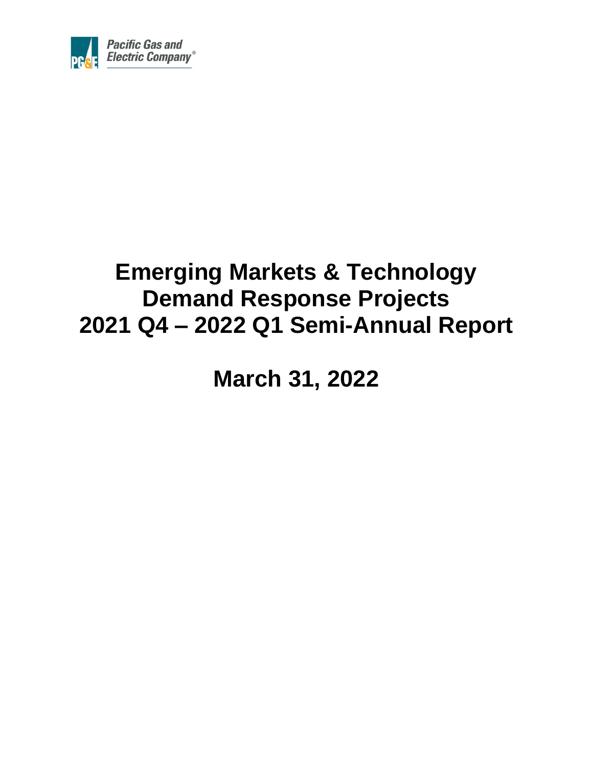Pacific Gas and Electric Company®

# Emerging Markets & Technology Demand Response Projects 2021 Q4 – 2022 Q1 Semi-Annual Report

## March 31, 2022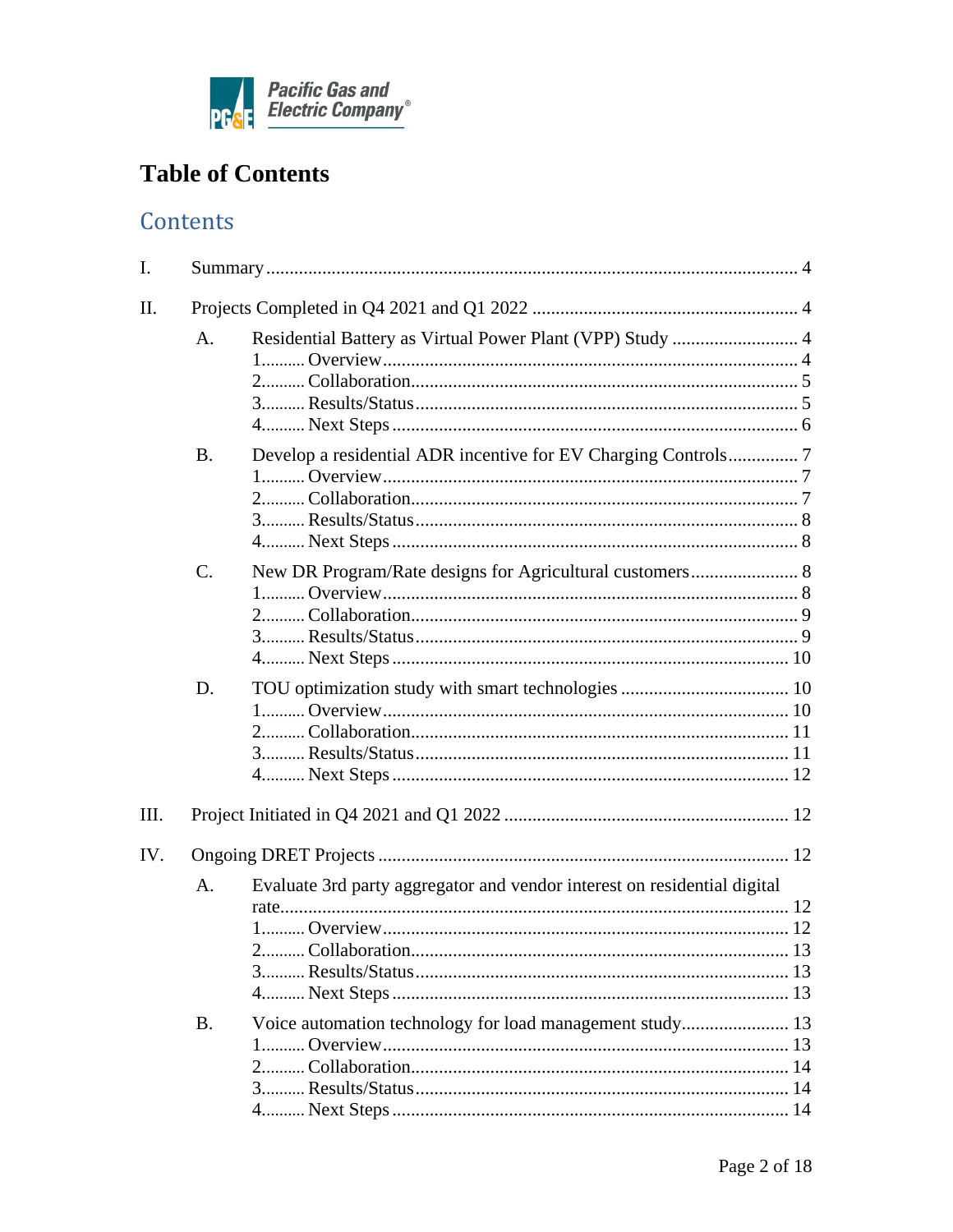# Table of Contents

## Contents

I. Summary .......... 4

II. Projects Completed in Q4 2021 and Q1 2022 .......... 4

- A. Residential Battery as Virtual Power Plant (VPP) Study .......... 4
  - 1. Overview .......... 4
  - 2. Collaboration .......... 5
  - 3. Results/Status .......... 5
  - 4. Next Steps .......... 6
- B. Develop a residential ADR incentive for EV Charging Controls .......... 7
  - 1. Overview .......... 7
  - 2. Collaboration .......... 7
  - 3. Results/Status .......... 8
  - 4. Next Steps .......... 8
- C. New DR Program/Rate designs for Agricultural customers .......... 8
  - 1. Overview .......... 8
  - 2. Collaboration .......... 9
  - 3. Results/Status .......... 9
  - 4. Next Steps .......... 10
- D. TOU optimization study with smart technologies .......... 10
  - 1. Overview .......... 10
  - 2. Collaboration .......... 11
  - 3. Results/Status .......... 11
  - 4. Next Steps .......... 12

III. Project Initiated in Q4 2021 and Q1 2022 .......... 12

IV. Ongoing DRET Projects .......... 12

- A. Evaluate 3rd party aggregator and vendor interest on residential digital rate .......... 12
  - 1. Overview .......... 12
  - 2. Collaboration .......... 13
  - 3. Results/Status .......... 13
  - 4. Next Steps .......... 13
- B. Voice automation technology for load management study .......... 13
  - 1. Overview .......... 13
  - 2. Collaboration .......... 14
  - 3. Results/Status .......... 14
  - 4. Next Steps .......... 14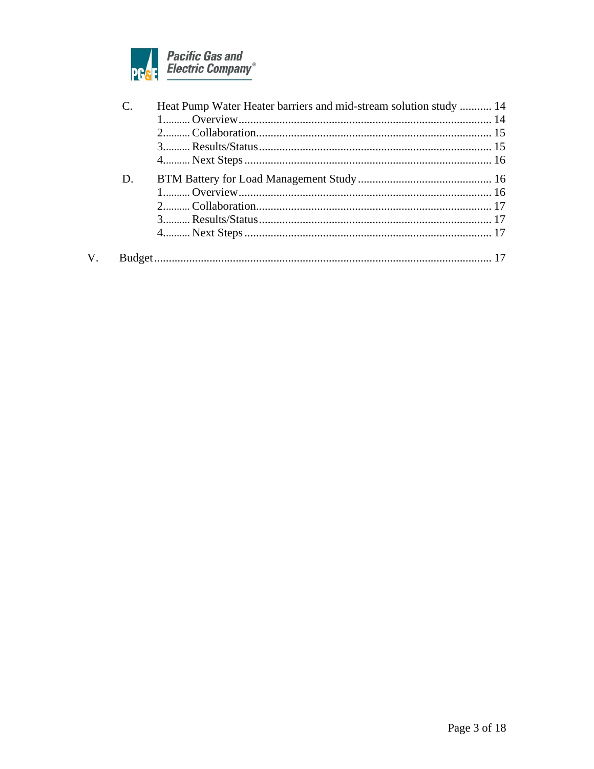C. Heat Pump Water Heater barriers and mid-stream solution study ........... 14

1. Overview ........ 14
2. Collaboration ........ 15
3. Results/Status ........ 15
4. Next Steps ........ 16

D. BTM Battery for Load Management Study ........ 16

1. Overview ........ 16
2. Collaboration ........ 17
3. Results/Status ........ 17
4. Next Steps ........ 17

V. Budget ........ 17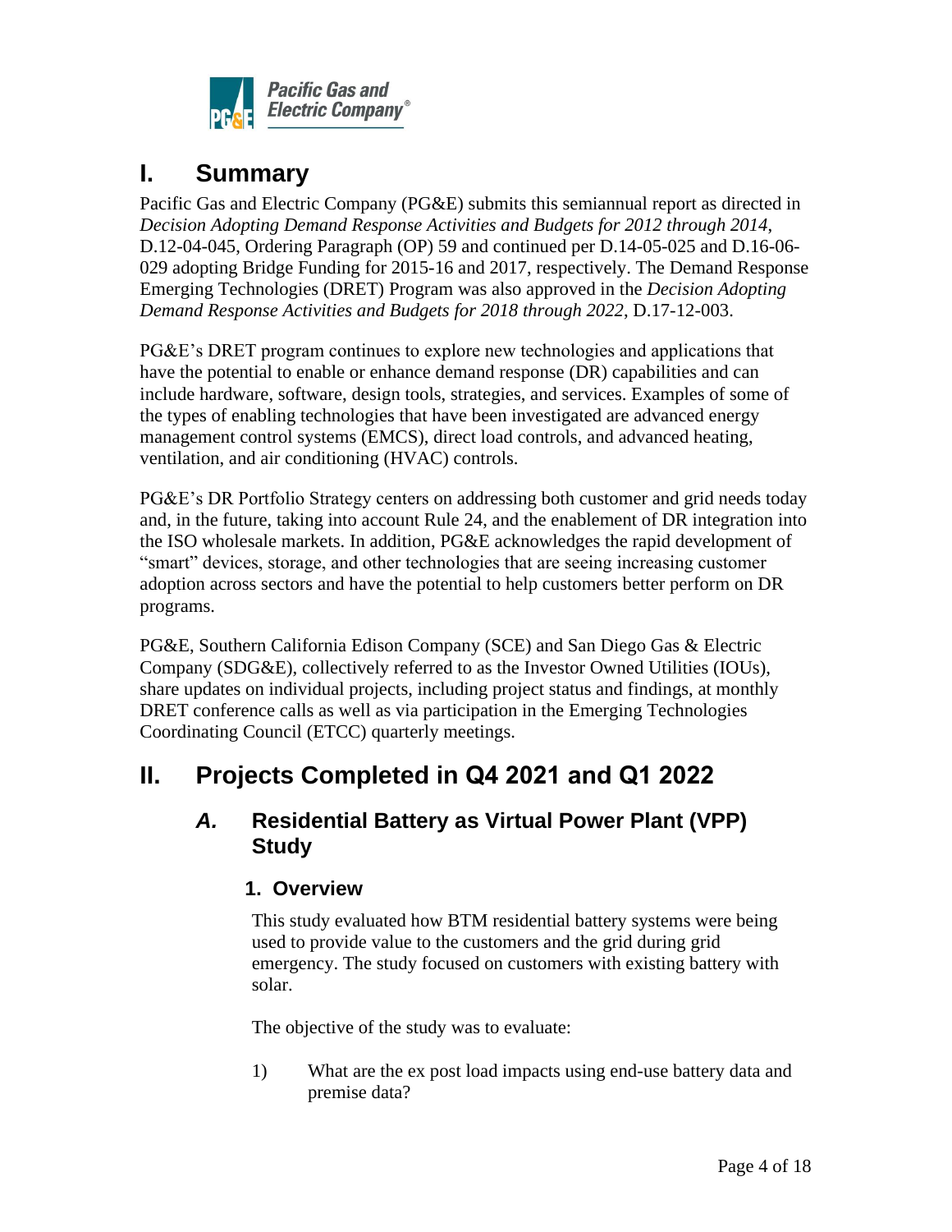# I. Summary

Pacific Gas and Electric Company (PG&E) submits this semiannual report as directed in *Decision Adopting Demand Response Activities and Budgets for 2012 through 2014*, D.12-04-045, Ordering Paragraph (OP) 59 and continued per D.14-05-025 and D.16-06-029 adopting Bridge Funding for 2015-16 and 2017, respectively. The Demand Response Emerging Technologies (DRET) Program was also approved in the *Decision Adopting Demand Response Activities and Budgets for 2018 through 2022*, D.17-12-003.

PG&E's DRET program continues to explore new technologies and applications that have the potential to enable or enhance demand response (DR) capabilities and can include hardware, software, design tools, strategies, and services. Examples of some of the types of enabling technologies that have been investigated are advanced energy management control systems (EMCS), direct load controls, and advanced heating, ventilation, and air conditioning (HVAC) controls.

PG&E's DR Portfolio Strategy centers on addressing both customer and grid needs today and, in the future, taking into account Rule 24, and the enablement of DR integration into the ISO wholesale markets. In addition, PG&E acknowledges the rapid development of "smart" devices, storage, and other technologies that are seeing increasing customer adoption across sectors and have the potential to help customers better perform on DR programs.

PG&E, Southern California Edison Company (SCE) and San Diego Gas & Electric Company (SDG&E), collectively referred to as the Investor Owned Utilities (IOUs), share updates on individual projects, including project status and findings, at monthly DRET conference calls as well as via participation in the Emerging Technologies Coordinating Council (ETCC) quarterly meetings.

# II. Projects Completed in Q4 2021 and Q1 2022

## *A.* Residential Battery as Virtual Power Plant (VPP) Study

### 1. Overview

This study evaluated how BTM residential battery systems were being used to provide value to the customers and the grid during grid emergency. The study focused on customers with existing battery with solar.

The objective of the study was to evaluate:

1) What are the ex post load impacts using end-use battery data and premise data?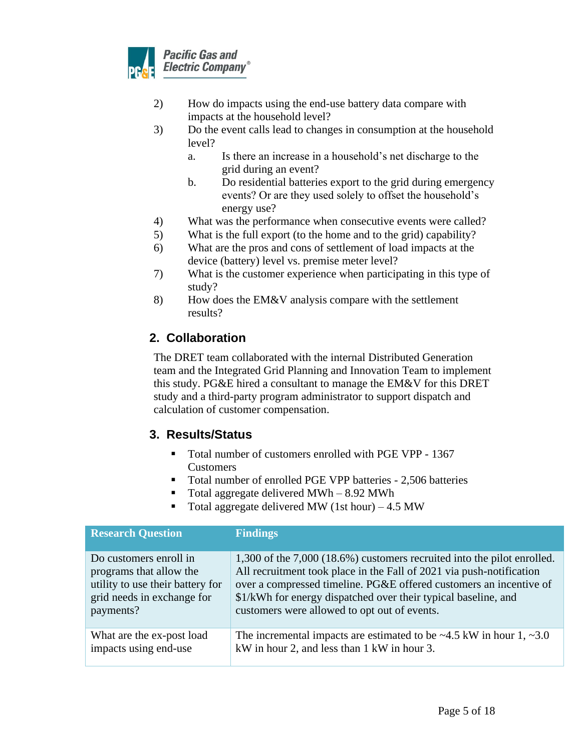2) How do impacts using the end-use battery data compare with impacts at the household level?
3) Do the event calls lead to changes in consumption at the household level?
    a. Is there an increase in a household's net discharge to the grid during an event?
    b. Do residential batteries export to the grid during emergency events? Or are they used solely to offset the household's energy use?
4) What was the performance when consecutive events were called?
5) What is the full export (to the home and to the grid) capability?
6) What are the pros and cons of settlement of load impacts at the device (battery) level vs. premise meter level?
7) What is the customer experience when participating in this type of study?
8) How does the EM&V analysis compare with the settlement results?

## 2. Collaboration

The DRET team collaborated with the internal Distributed Generation team and the Integrated Grid Planning and Innovation Team to implement this study. PG&E hired a consultant to manage the EM&V for this DRET study and a third-party program administrator to support dispatch and calculation of customer compensation.

## 3. Results/Status

- Total number of customers enrolled with PGE VPP - 1367 Customers
- Total number of enrolled PGE VPP batteries - 2,506 batteries
- Total aggregate delivered MWh – 8.92 MWh
- Total aggregate delivered MW (1st hour) – 4.5 MW

| Research Question | Findings |
|---|---|
| Do customers enroll in programs that allow the utility to use their battery for grid needs in exchange for payments? | 1,300 of the 7,000 (18.6%) customers recruited into the pilot enrolled. All recruitment took place in the Fall of 2021 via push-notification over a compressed timeline. PG&E offered customers an incentive of $1/kWh for energy dispatched over their typical baseline, and customers were allowed to opt out of events. |
| What are the ex-post load impacts using end-use | The incremental impacts are estimated to be ~4.5 kW in hour 1, ~3.0 kW in hour 2, and less than 1 kW in hour 3. |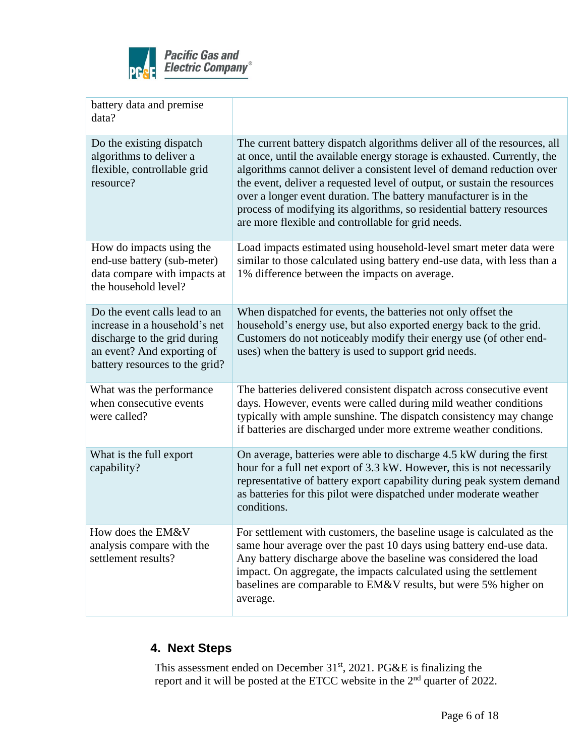| | |
|---|---|
| battery data and premise data? | |
| Do the existing dispatch algorithms to deliver a flexible, controllable grid resource? | The current battery dispatch algorithms deliver all of the resources, all at once, until the available energy storage is exhausted. Currently, the algorithms cannot deliver a consistent level of demand reduction over the event, deliver a requested level of output, or sustain the resources over a longer event duration. The battery manufacturer is in the process of modifying its algorithms, so residential battery resources are more flexible and controllable for grid needs. |
| How do impacts using the end-use battery (sub-meter) data compare with impacts at the household level? | Load impacts estimated using household-level smart meter data were similar to those calculated using battery end-use data, with less than a 1% difference between the impacts on average. |
| Do the event calls lead to an increase in a household's net discharge to the grid during an event? And exporting of battery resources to the grid? | When dispatched for events, the batteries not only offset the household's energy use, but also exported energy back to the grid. Customers do not noticeably modify their energy use (of other end-uses) when the battery is used to support grid needs. |
| What was the performance when consecutive events were called? | The batteries delivered consistent dispatch across consecutive event days. However, events were called during mild weather conditions typically with ample sunshine. The dispatch consistency may change if batteries are discharged under more extreme weather conditions. |
| What is the full export capability? | On average, batteries were able to discharge 4.5 kW during the first hour for a full net export of 3.3 kW. However, this is not necessarily representative of battery export capability during peak system demand as batteries for this pilot were dispatched under moderate weather conditions. |
| How does the EM&V analysis compare with the settlement results? | For settlement with customers, the baseline usage is calculated as the same hour average over the past 10 days using battery end-use data. Any battery discharge above the baseline was considered the load impact. On aggregate, the impacts calculated using the settlement baselines are comparable to EM&V results, but were 5% higher on average. |

## 4. Next Steps

This assessment ended on December 31st, 2021. PG&E is finalizing the report and it will be posted at the ETCC website in the 2nd quarter of 2022.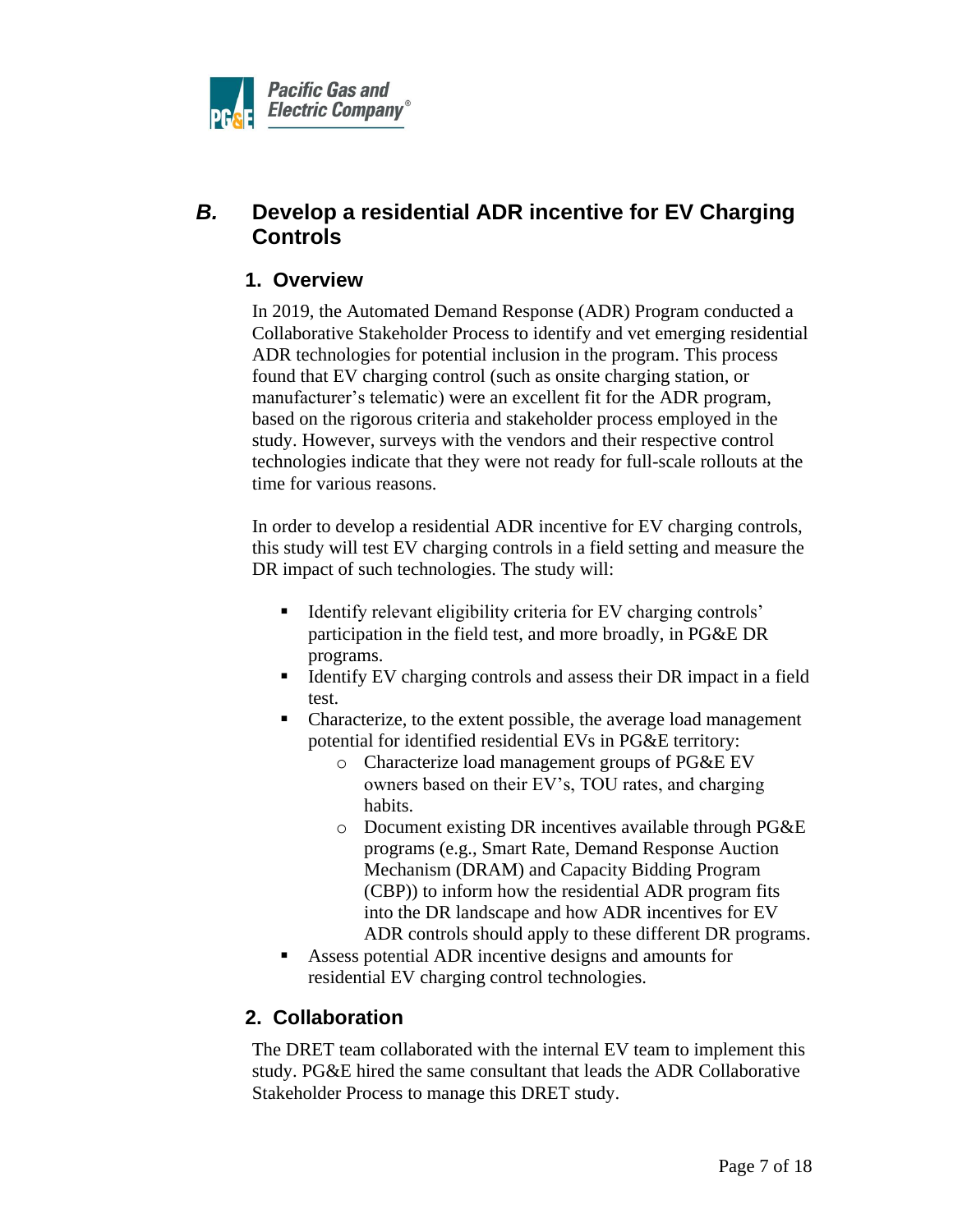## *B.* Develop a residential ADR incentive for EV Charging Controls

### 1. Overview

In 2019, the Automated Demand Response (ADR) Program conducted a Collaborative Stakeholder Process to identify and vet emerging residential ADR technologies for potential inclusion in the program. This process found that EV charging control (such as onsite charging station, or manufacturer's telematic) were an excellent fit for the ADR program, based on the rigorous criteria and stakeholder process employed in the study. However, surveys with the vendors and their respective control technologies indicate that they were not ready for full-scale rollouts at the time for various reasons.

In order to develop a residential ADR incentive for EV charging controls, this study will test EV charging controls in a field setting and measure the DR impact of such technologies. The study will:

- Identify relevant eligibility criteria for EV charging controls' participation in the field test, and more broadly, in PG&E DR programs.
- Identify EV charging controls and assess their DR impact in a field test.
- Characterize, to the extent possible, the average load management potential for identified residential EVs in PG&E territory:
  - Characterize load management groups of PG&E EV owners based on their EV's, TOU rates, and charging habits.
  - Document existing DR incentives available through PG&E programs (e.g., Smart Rate, Demand Response Auction Mechanism (DRAM) and Capacity Bidding Program (CBP)) to inform how the residential ADR program fits into the DR landscape and how ADR incentives for EV ADR controls should apply to these different DR programs.
- Assess potential ADR incentive designs and amounts for residential EV charging control technologies.

### 2. Collaboration

The DRET team collaborated with the internal EV team to implement this study. PG&E hired the same consultant that leads the ADR Collaborative Stakeholder Process to manage this DRET study.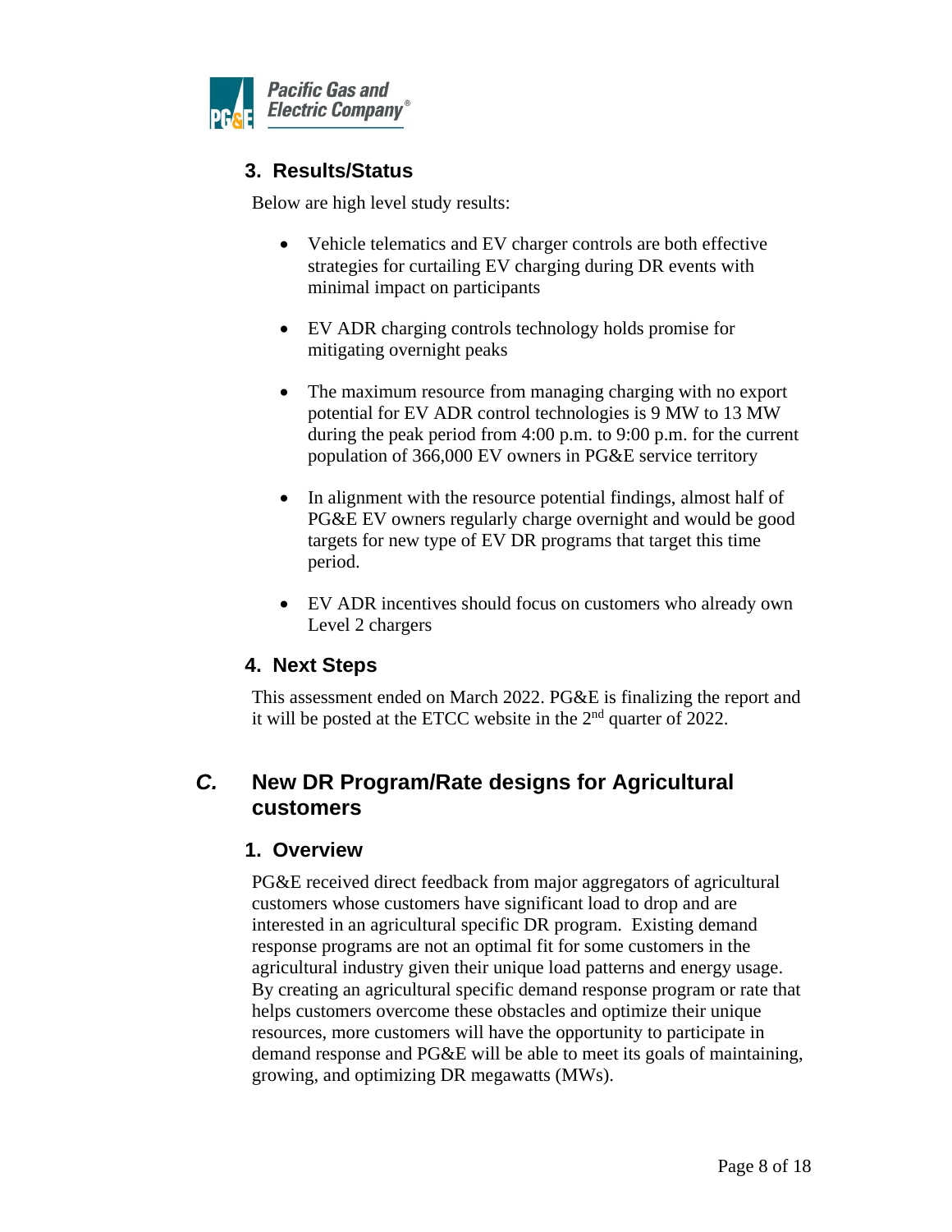### 3. Results/Status

Below are high level study results:

- Vehicle telematics and EV charger controls are both effective strategies for curtailing EV charging during DR events with minimal impact on participants

- EV ADR charging controls technology holds promise for mitigating overnight peaks

- The maximum resource from managing charging with no export potential for EV ADR control technologies is 9 MW to 13 MW during the peak period from 4:00 p.m. to 9:00 p.m. for the current population of 366,000 EV owners in PG&E service territory

- In alignment with the resource potential findings, almost half of PG&E EV owners regularly charge overnight and would be good targets for new type of EV DR programs that target this time period.

- EV ADR incentives should focus on customers who already own Level 2 chargers

### 4. Next Steps

This assessment ended on March 2022. PG&E is finalizing the report and it will be posted at the ETCC website in the 2nd quarter of 2022.

## C. New DR Program/Rate designs for Agricultural customers

### 1. Overview

PG&E received direct feedback from major aggregators of agricultural customers whose customers have significant load to drop and are interested in an agricultural specific DR program. Existing demand response programs are not an optimal fit for some customers in the agricultural industry given their unique load patterns and energy usage. By creating an agricultural specific demand response program or rate that helps customers overcome these obstacles and optimize their unique resources, more customers will have the opportunity to participate in demand response and PG&E will be able to meet its goals of maintaining, growing, and optimizing DR megawatts (MWs).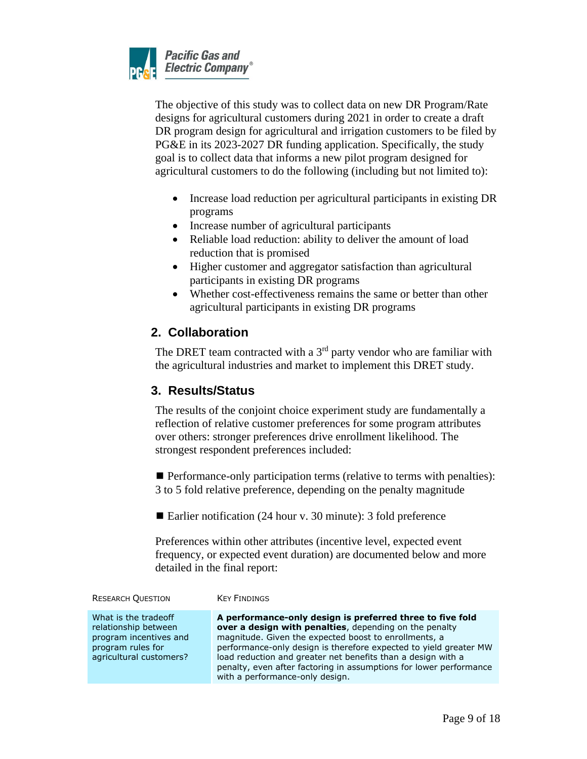The objective of this study was to collect data on new DR Program/Rate designs for agricultural customers during 2021 in order to create a draft DR program design for agricultural and irrigation customers to be filed by PG&E in its 2023-2027 DR funding application. Specifically, the study goal is to collect data that informs a new pilot program designed for agricultural customers to do the following (including but not limited to):

- Increase load reduction per agricultural participants in existing DR programs
- Increase number of agricultural participants
- Reliable load reduction: ability to deliver the amount of load reduction that is promised
- Higher customer and aggregator satisfaction than agricultural participants in existing DR programs
- Whether cost-effectiveness remains the same or better than other agricultural participants in existing DR programs

## 2. Collaboration

The DRET team contracted with a 3rd party vendor who are familiar with the agricultural industries and market to implement this DRET study.

## 3. Results/Status

The results of the conjoint choice experiment study are fundamentally a reflection of relative customer preferences for some program attributes over others: stronger preferences drive enrollment likelihood. The strongest respondent preferences included:

■ Performance-only participation terms (relative to terms with penalties): 3 to 5 fold relative preference, depending on the penalty magnitude

■ Earlier notification (24 hour v. 30 minute): 3 fold preference

Preferences within other attributes (incentive level, expected event frequency, or expected event duration) are documented below and more detailed in the final report:

| Research Question | Key Findings |
| --- | --- |
| What is the tradeoff relationship between program incentives and program rules for agricultural customers? | **A performance-only design is preferred three to five fold over a design with penalties**, depending on the penalty magnitude. Given the expected boost to enrollments, a performance-only design is therefore expected to yield greater MW load reduction and greater net benefits than a design with a penalty, even after factoring in assumptions for lower performance with a performance-only design. |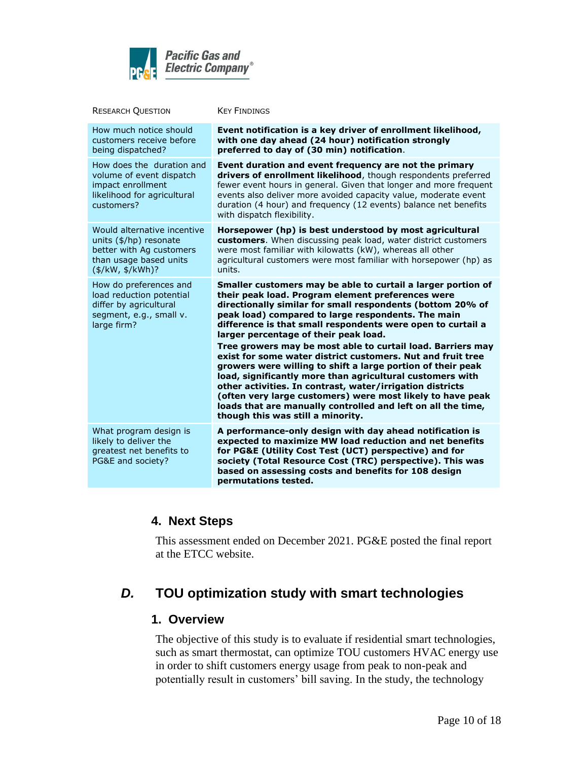| Research Question | Key Findings |
|---|---|
| How much notice should customers receive before being dispatched? | **Event notification is a key driver of enrollment likelihood, with one day ahead (24 hour) notification strongly preferred to day of (30 min) notification**. |
| How does the duration and volume of event dispatch impact enrollment likelihood for agricultural customers? | **Event duration and event frequency are not the primary drivers of enrollment likelihood**, though respondents preferred fewer event hours in general. Given that longer and more frequent events also deliver more avoided capacity value, moderate event duration (4 hour) and frequency (12 events) balance net benefits with dispatch flexibility. |
| Would alternative incentive units ($/hp) resonate better with Ag customers than usage based units ($/kW, $/kWh)? | **Horsepower (hp) is best understood by most agricultural customers**. When discussing peak load, water district customers were most familiar with kilowatts (kW), whereas all other agricultural customers were most familiar with horsepower (hp) as units. |
| How do preferences and load reduction potential differ by agricultural segment, e.g., small v. large firm? | **Smaller customers may be able to curtail a larger portion of their peak load. Program element preferences were directionally similar for small respondents (bottom 20% of peak load) compared to large respondents. The main difference is that small respondents were open to curtail a larger percentage of their peak load.**<br>**Tree growers may be most able to curtail load. Barriers may exist for some water district customers. Nut and fruit tree growers were willing to shift a large portion of their peak load, significantly more than agricultural customers with other activities. In contrast, water/irrigation districts (often very large customers) were most likely to have peak loads that are manually controlled and left on all the time, though this was still a minority.** |
| What program design is likely to deliver the greatest net benefits to PG&E and society? | **A performance-only design with day ahead notification is expected to maximize MW load reduction and net benefits for PG&E (Utility Cost Test (UCT) perspective) and for society (Total Resource Cost (TRC) perspective). This was based on assessing costs and benefits for 108 design permutations tested.** |

### 4. Next Steps

This assessment ended on December 2021. PG&E posted the final report at the ETCC website.

## *D.* TOU optimization study with smart technologies

### 1. Overview

The objective of this study is to evaluate if residential smart technologies, such as smart thermostat, can optimize TOU customers HVAC energy use in order to shift customers energy usage from peak to non-peak and potentially result in customers' bill saving. In the study, the technology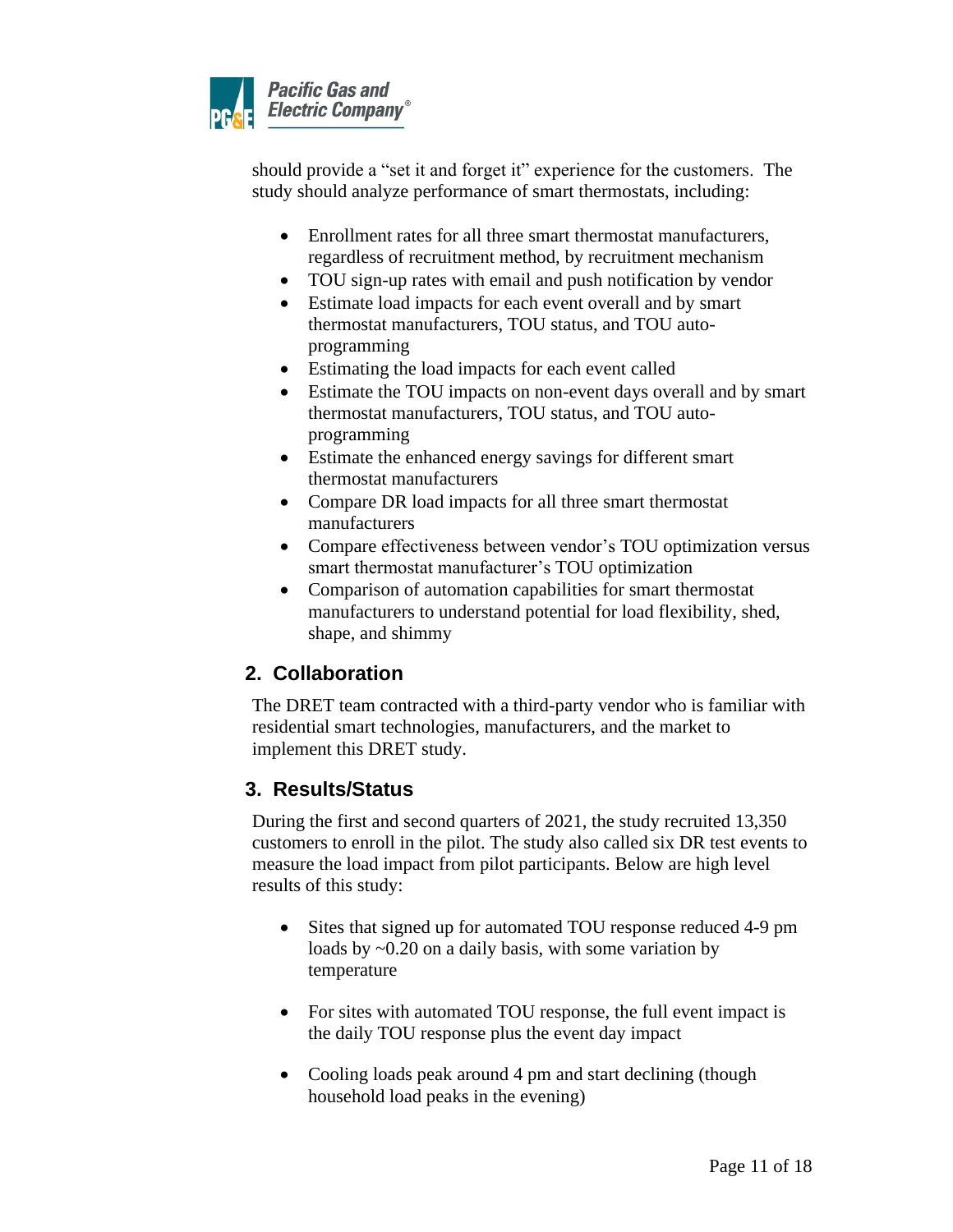should provide a "set it and forget it" experience for the customers. The study should analyze performance of smart thermostats, including:

- Enrollment rates for all three smart thermostat manufacturers, regardless of recruitment method, by recruitment mechanism
- TOU sign-up rates with email and push notification by vendor
- Estimate load impacts for each event overall and by smart thermostat manufacturers, TOU status, and TOU auto-programming
- Estimating the load impacts for each event called
- Estimate the TOU impacts on non-event days overall and by smart thermostat manufacturers, TOU status, and TOU auto-programming
- Estimate the enhanced energy savings for different smart thermostat manufacturers
- Compare DR load impacts for all three smart thermostat manufacturers
- Compare effectiveness between vendor's TOU optimization versus smart thermostat manufacturer's TOU optimization
- Comparison of automation capabilities for smart thermostat manufacturers to understand potential for load flexibility, shed, shape, and shimmy

## 2. Collaboration

The DRET team contracted with a third-party vendor who is familiar with residential smart technologies, manufacturers, and the market to implement this DRET study.

## 3. Results/Status

During the first and second quarters of 2021, the study recruited 13,350 customers to enroll in the pilot. The study also called six DR test events to measure the load impact from pilot participants. Below are high level results of this study:

- Sites that signed up for automated TOU response reduced 4-9 pm loads by ~0.20 on a daily basis, with some variation by temperature

- For sites with automated TOU response, the full event impact is the daily TOU response plus the event day impact

- Cooling loads peak around 4 pm and start declining (though household load peaks in the evening)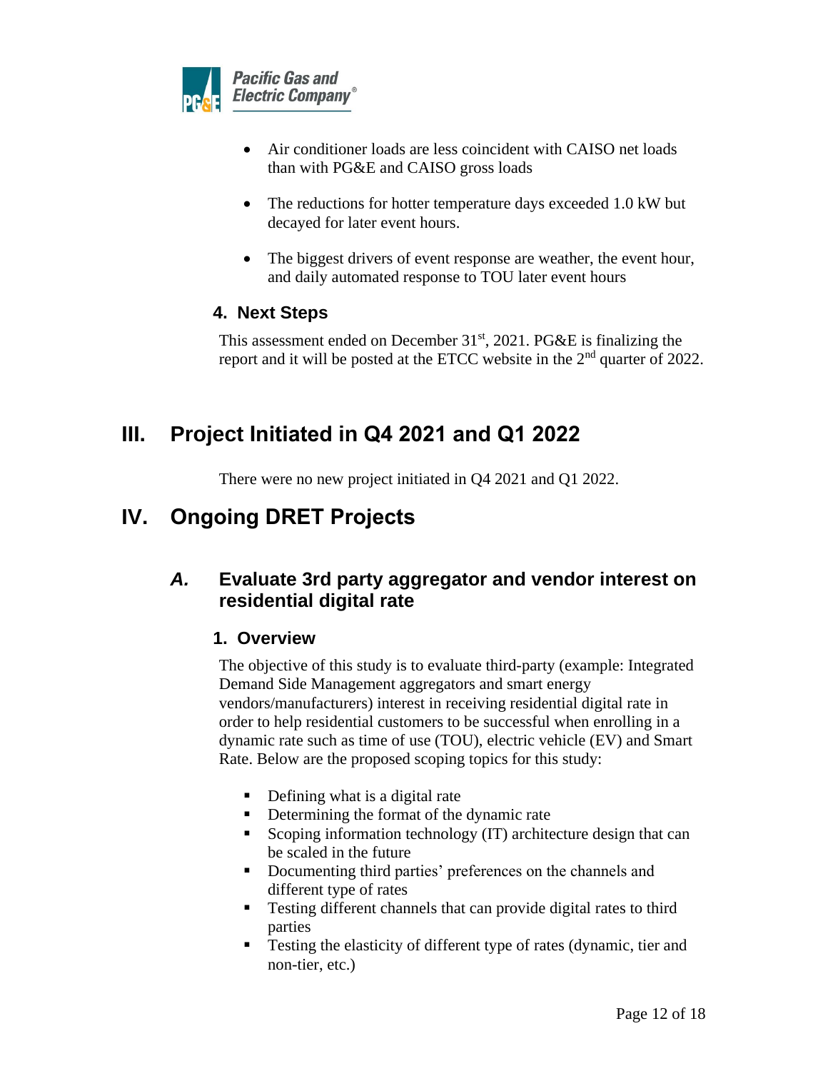- Air conditioner loads are less coincident with CAISO net loads than with PG&E and CAISO gross loads

- The reductions for hotter temperature days exceeded 1.0 kW but decayed for later event hours.

- The biggest drivers of event response are weather, the event hour, and daily automated response to TOU later event hours

### 4. Next Steps

This assessment ended on December 31st, 2021. PG&E is finalizing the report and it will be posted at the ETCC website in the 2nd quarter of 2022.

# III. Project Initiated in Q4 2021 and Q1 2022

There were no new project initiated in Q4 2021 and Q1 2022.

# IV. Ongoing DRET Projects

## *A.* Evaluate 3rd party aggregator and vendor interest on residential digital rate

### 1. Overview

The objective of this study is to evaluate third-party (example: Integrated Demand Side Management aggregators and smart energy vendors/manufacturers) interest in receiving residential digital rate in order to help residential customers to be successful when enrolling in a dynamic rate such as time of use (TOU), electric vehicle (EV) and Smart Rate. Below are the proposed scoping topics for this study:

- Defining what is a digital rate
- Determining the format of the dynamic rate
- Scoping information technology (IT) architecture design that can be scaled in the future
- Documenting third parties' preferences on the channels and different type of rates
- Testing different channels that can provide digital rates to third parties
- Testing the elasticity of different type of rates (dynamic, tier and non-tier, etc.)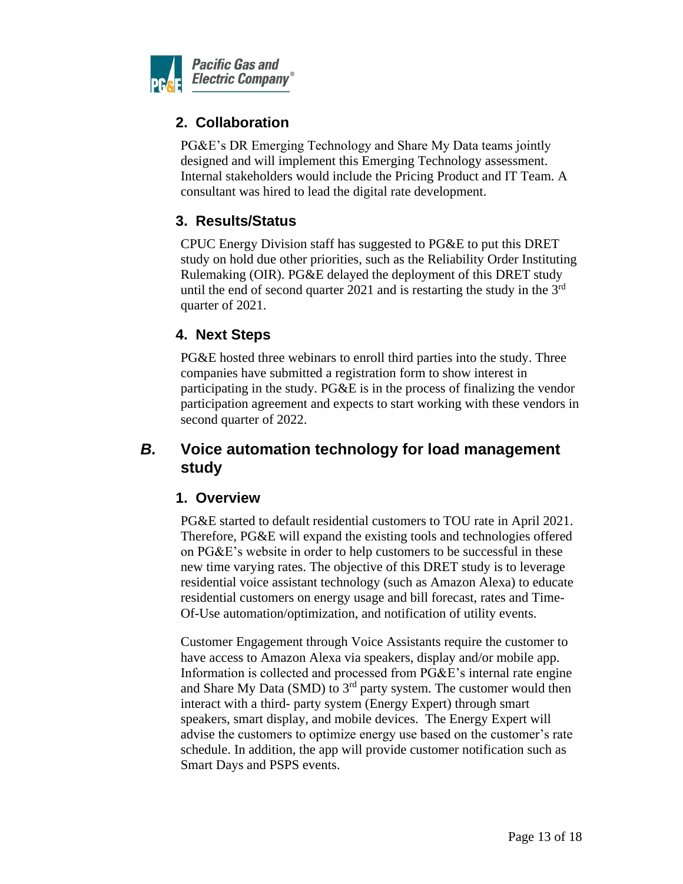### 2. Collaboration

PG&E's DR Emerging Technology and Share My Data teams jointly designed and will implement this Emerging Technology assessment. Internal stakeholders would include the Pricing Product and IT Team. A consultant was hired to lead the digital rate development.

### 3. Results/Status

CPUC Energy Division staff has suggested to PG&E to put this DRET study on hold due other priorities, such as the Reliability Order Instituting Rulemaking (OIR). PG&E delayed the deployment of this DRET study until the end of second quarter 2021 and is restarting the study in the 3rd quarter of 2021.

### 4. Next Steps

PG&E hosted three webinars to enroll third parties into the study. Three companies have submitted a registration form to show interest in participating in the study. PG&E is in the process of finalizing the vendor participation agreement and expects to start working with these vendors in second quarter of 2022.

## *B.* Voice automation technology for load management study

### 1. Overview

PG&E started to default residential customers to TOU rate in April 2021. Therefore, PG&E will expand the existing tools and technologies offered on PG&E's website in order to help customers to be successful in these new time varying rates. The objective of this DRET study is to leverage residential voice assistant technology (such as Amazon Alexa) to educate residential customers on energy usage and bill forecast, rates and Time-Of-Use automation/optimization, and notification of utility events.

Customer Engagement through Voice Assistants require the customer to have access to Amazon Alexa via speakers, display and/or mobile app. Information is collected and processed from PG&E's internal rate engine and Share My Data (SMD) to 3rd party system. The customer would then interact with a third- party system (Energy Expert) through smart speakers, smart display, and mobile devices. The Energy Expert will advise the customers to optimize energy use based on the customer's rate schedule. In addition, the app will provide customer notification such as Smart Days and PSPS events.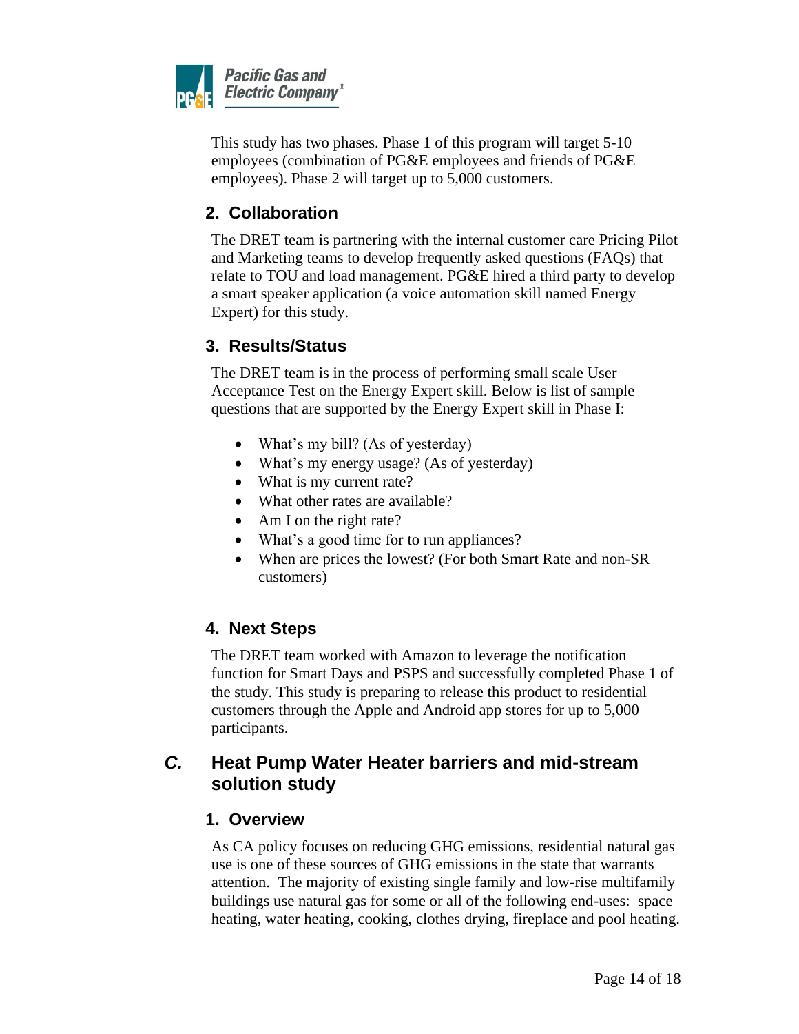This study has two phases. Phase 1 of this program will target 5-10 employees (combination of PG&E employees and friends of PG&E employees). Phase 2 will target up to 5,000 customers.

### 2. Collaboration

The DRET team is partnering with the internal customer care Pricing Pilot and Marketing teams to develop frequently asked questions (FAQs) that relate to TOU and load management. PG&E hired a third party to develop a smart speaker application (a voice automation skill named Energy Expert) for this study.

### 3. Results/Status

The DRET team is in the process of performing small scale User Acceptance Test on the Energy Expert skill. Below is list of sample questions that are supported by the Energy Expert skill in Phase I:

- What's my bill? (As of yesterday)
- What's my energy usage? (As of yesterday)
- What is my current rate?
- What other rates are available?
- Am I on the right rate?
- What's a good time for to run appliances?
- When are prices the lowest? (For both Smart Rate and non-SR customers)

### 4. Next Steps

The DRET team worked with Amazon to leverage the notification function for Smart Days and PSPS and successfully completed Phase 1 of the study. This study is preparing to release this product to residential customers through the Apple and Android app stores for up to 5,000 participants.

## *C.* Heat Pump Water Heater barriers and mid-stream solution study

### 1. Overview

As CA policy focuses on reducing GHG emissions, residential natural gas use is one of these sources of GHG emissions in the state that warrants attention. The majority of existing single family and low-rise multifamily buildings use natural gas for some or all of the following end-uses: space heating, water heating, cooking, clothes drying, fireplace and pool heating.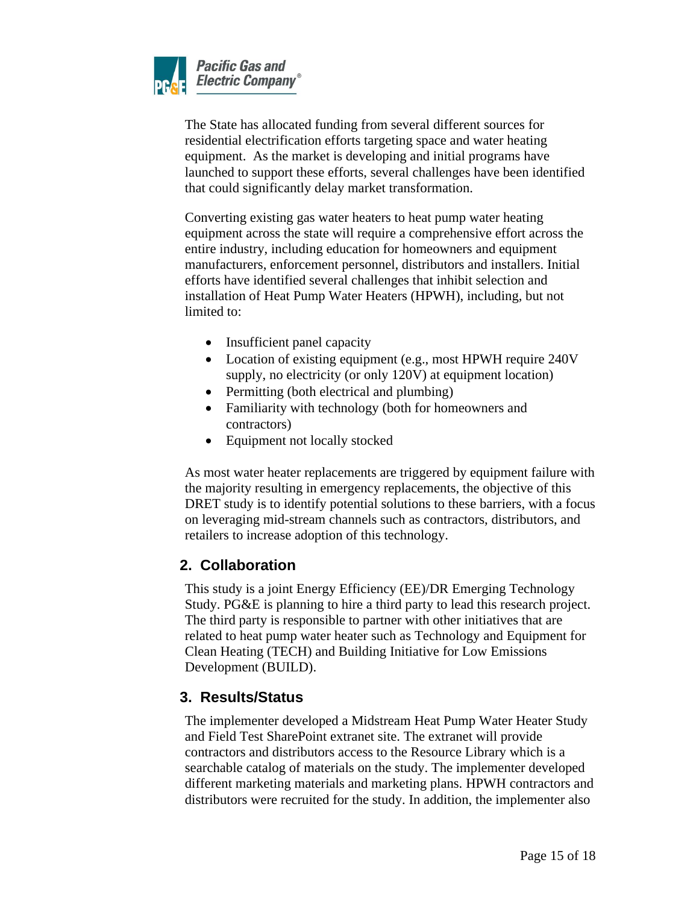The State has allocated funding from several different sources for residential electrification efforts targeting space and water heating equipment. As the market is developing and initial programs have launched to support these efforts, several challenges have been identified that could significantly delay market transformation.

Converting existing gas water heaters to heat pump water heating equipment across the state will require a comprehensive effort across the entire industry, including education for homeowners and equipment manufacturers, enforcement personnel, distributors and installers. Initial efforts have identified several challenges that inhibit selection and installation of Heat Pump Water Heaters (HPWH), including, but not limited to:

- Insufficient panel capacity
- Location of existing equipment (e.g., most HPWH require 240V supply, no electricity (or only 120V) at equipment location)
- Permitting (both electrical and plumbing)
- Familiarity with technology (both for homeowners and contractors)
- Equipment not locally stocked

As most water heater replacements are triggered by equipment failure with the majority resulting in emergency replacements, the objective of this DRET study is to identify potential solutions to these barriers, with a focus on leveraging mid-stream channels such as contractors, distributors, and retailers to increase adoption of this technology.

## 2. Collaboration

This study is a joint Energy Efficiency (EE)/DR Emerging Technology Study. PG&E is planning to hire a third party to lead this research project. The third party is responsible to partner with other initiatives that are related to heat pump water heater such as Technology and Equipment for Clean Heating (TECH) and Building Initiative for Low Emissions Development (BUILD).

## 3. Results/Status

The implementer developed a Midstream Heat Pump Water Heater Study and Field Test SharePoint extranet site. The extranet will provide contractors and distributors access to the Resource Library which is a searchable catalog of materials on the study. The implementer developed different marketing materials and marketing plans. HPWH contractors and distributors were recruited for the study. In addition, the implementer also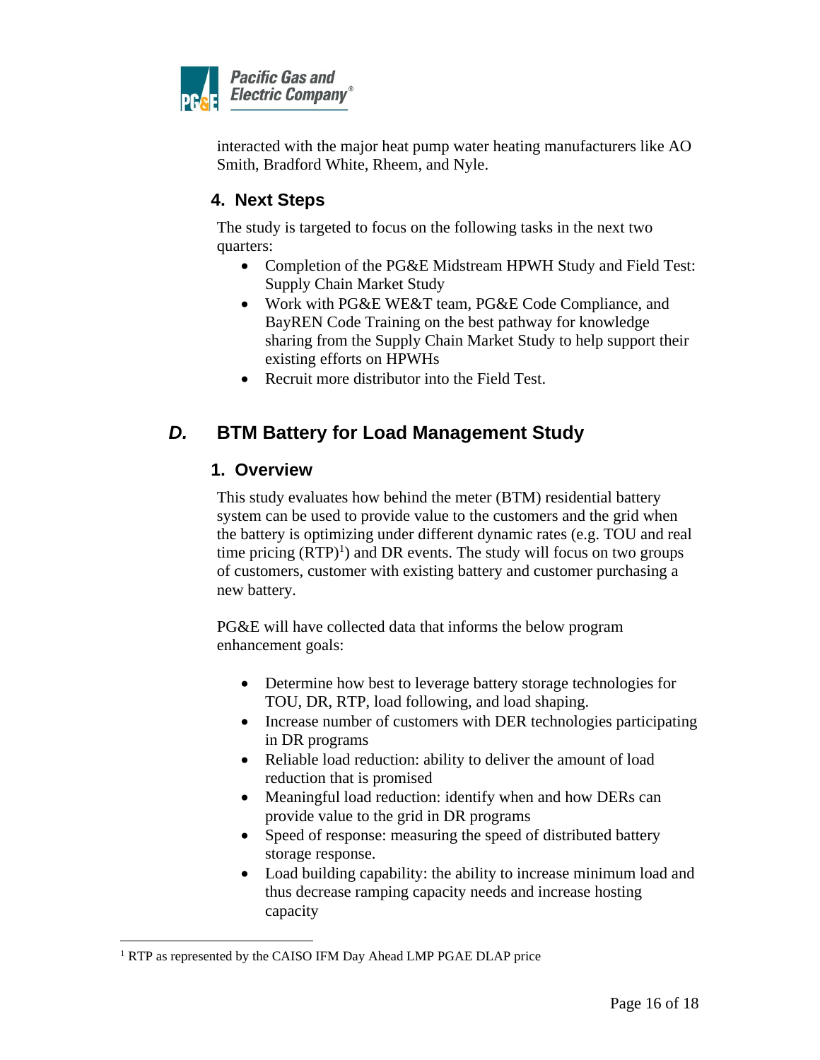interacted with the major heat pump water heating manufacturers like AO Smith, Bradford White, Rheem, and Nyle.

### 4. Next Steps

The study is targeted to focus on the following tasks in the next two quarters:

- Completion of the PG&E Midstream HPWH Study and Field Test: Supply Chain Market Study
- Work with PG&E WE&T team, PG&E Code Compliance, and BayREN Code Training on the best pathway for knowledge sharing from the Supply Chain Market Study to help support their existing efforts on HPWHs
- Recruit more distributor into the Field Test.

## *D.* BTM Battery for Load Management Study

### 1. Overview

This study evaluates how behind the meter (BTM) residential battery system can be used to provide value to the customers and the grid when the battery is optimizing under different dynamic rates (e.g. TOU and real time pricing (RTP)[1]) and DR events. The study will focus on two groups of customers, customer with existing battery and customer purchasing a new battery.

PG&E will have collected data that informs the below program enhancement goals:

- Determine how best to leverage battery storage technologies for TOU, DR, RTP, load following, and load shaping.
- Increase number of customers with DER technologies participating in DR programs
- Reliable load reduction: ability to deliver the amount of load reduction that is promised
- Meaningful load reduction: identify when and how DERs can provide value to the grid in DR programs
- Speed of response: measuring the speed of distributed battery storage response.
- Load building capability: the ability to increase minimum load and thus decrease ramping capacity needs and increase hosting capacity

---

[1] RTP as represented by the CAISO IFM Day Ahead LMP PGAE DLAP price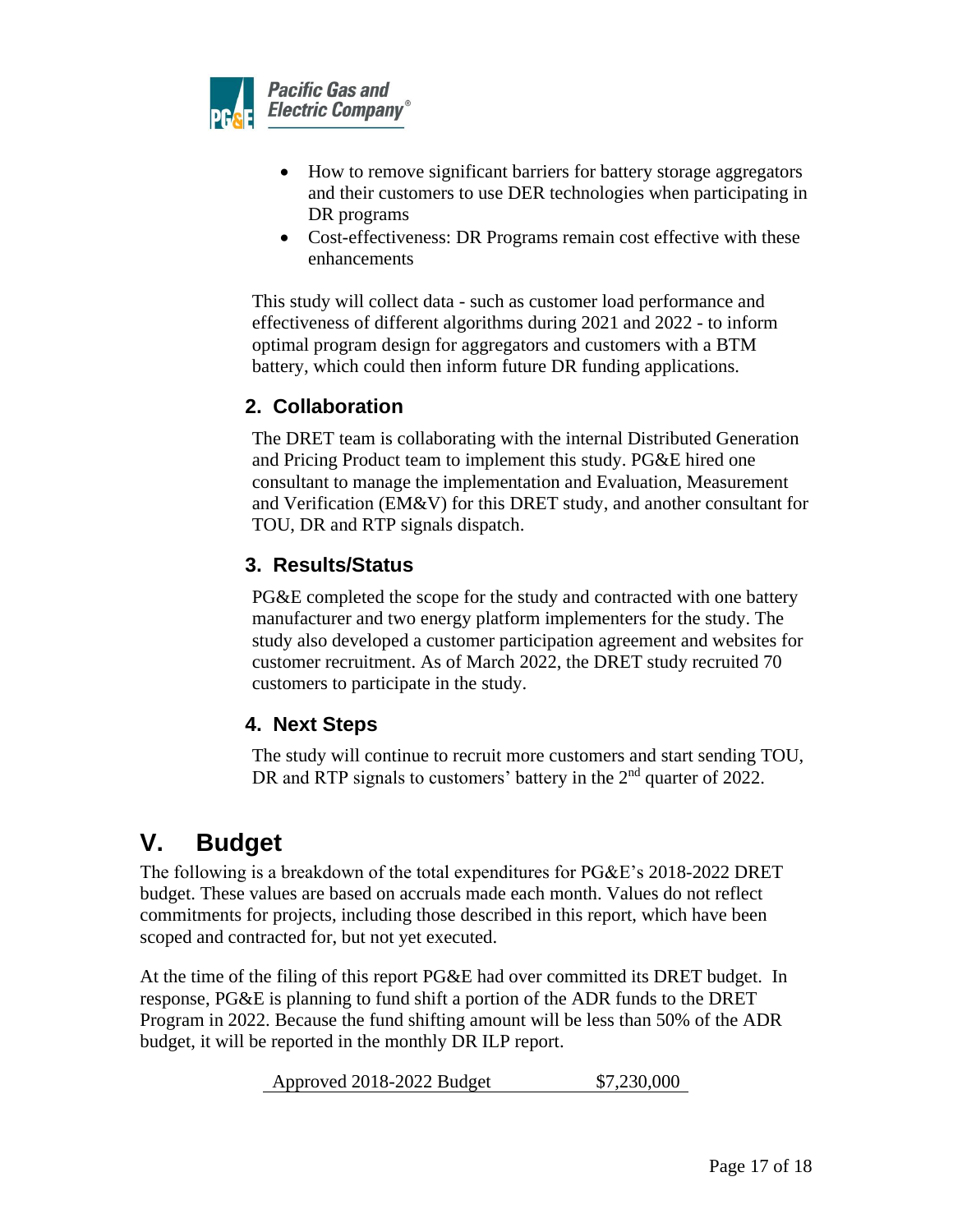- How to remove significant barriers for battery storage aggregators and their customers to use DER technologies when participating in DR programs
- Cost-effectiveness: DR Programs remain cost effective with these enhancements

This study will collect data - such as customer load performance and effectiveness of different algorithms during 2021 and 2022 - to inform optimal program design for aggregators and customers with a BTM battery, which could then inform future DR funding applications.

### 2. Collaboration

The DRET team is collaborating with the internal Distributed Generation and Pricing Product team to implement this study. PG&E hired one consultant to manage the implementation and Evaluation, Measurement and Verification (EM&V) for this DRET study, and another consultant for TOU, DR and RTP signals dispatch.

### 3. Results/Status

PG&E completed the scope for the study and contracted with one battery manufacturer and two energy platform implementers for the study. The study also developed a customer participation agreement and websites for customer recruitment. As of March 2022, the DRET study recruited 70 customers to participate in the study.

### 4. Next Steps

The study will continue to recruit more customers and start sending TOU, DR and RTP signals to customers' battery in the 2nd quarter of 2022.

## V. Budget

The following is a breakdown of the total expenditures for PG&E's 2018-2022 DRET budget. These values are based on accruals made each month. Values do not reflect commitments for projects, including those described in this report, which have been scoped and contracted for, but not yet executed.

At the time of the filing of this report PG&E had over committed its DRET budget. In response, PG&E is planning to fund shift a portion of the ADR funds to the DRET Program in 2022. Because the fund shifting amount will be less than 50% of the ADR budget, it will be reported in the monthly DR ILP report.

| Approved 2018-2022 Budget | $7,230,000 |
|---|---|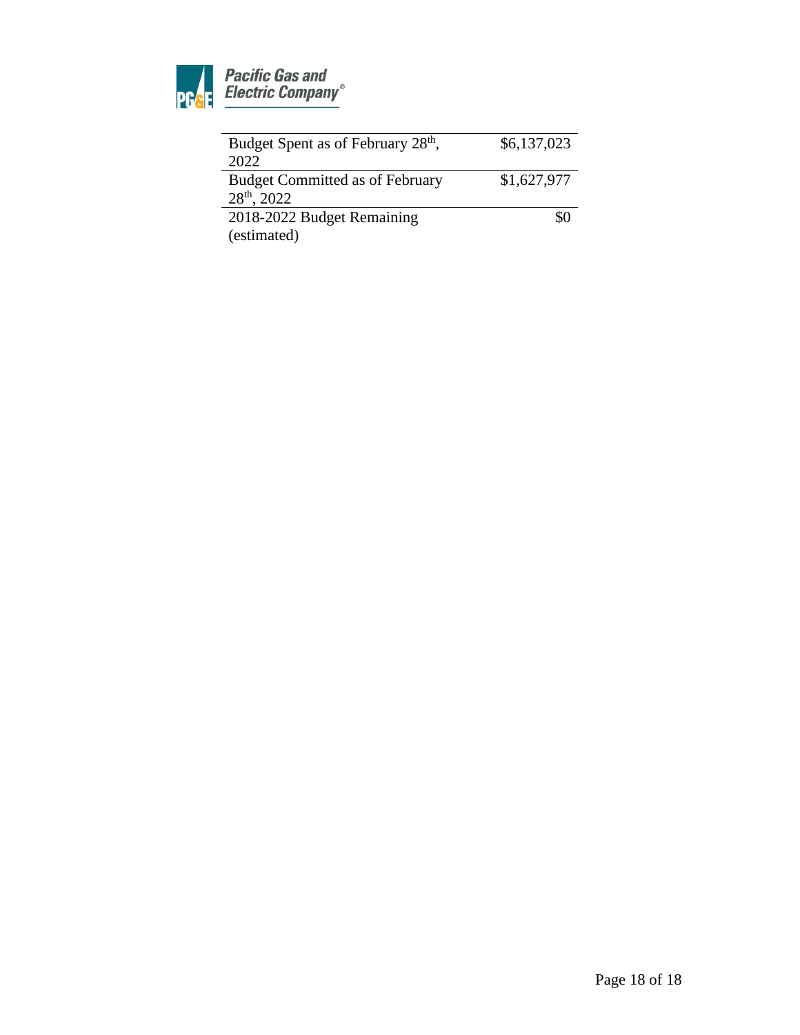| | |
|---|---|
| Budget Spent as of February 28th, 2022 | $6,137,023 |
| Budget Committed as of February 28th, 2022 | $1,627,977 |
| 2018-2022 Budget Remaining (estimated) | $0 |